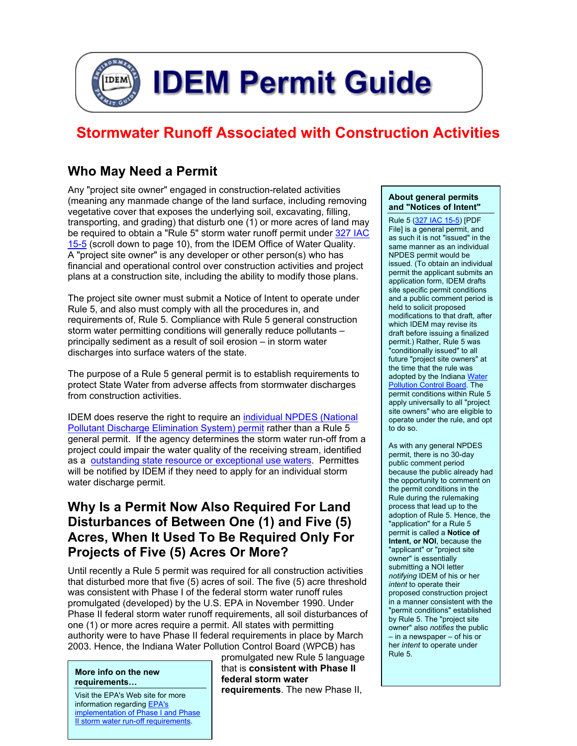# IDEM Permit Guide

## Stormwater Runoff Associated with Construction Activities

### Who May Need a Permit

Any "project site owner" engaged in construction-related activities (meaning any manmade change of the land surface, including removing vegetative cover that exposes the underlying soil, excavating, filling, transporting, and grading) that disturb one (1) or more acres of land may be required to obtain a "Rule 5" storm water runoff permit under 327 IAC 15-5 (scroll down to page 10), from the IDEM Office of Water Quality. A "project site owner" is any developer or other person(s) who has financial and operational control over construction activities and project plans at a construction site, including the ability to modify those plans.

The project site owner must submit a Notice of Intent to operate under Rule 5, and also must comply with all the procedures in, and requirements of, Rule 5. Compliance with Rule 5 general construction storm water permitting conditions will generally reduce pollutants – principally sediment as a result of soil erosion – in storm water discharges into surface waters of the state.

The purpose of a Rule 5 general permit is to establish requirements to protect State Water from adverse affects from stormwater discharges from construction activities.

IDEM does reserve the right to require an individual NPDES (National Pollutant Discharge Elimination System) permit rather than a Rule 5 general permit. If the agency determines the storm water run-off from a project could impair the water quality of the receiving stream, identified as a outstanding state resource or exceptional use waters. Permittes will be notified by IDEM if they need to apply for an individual storm water discharge permit.

**About general permits and "Notices of Intent"**

Rule 5 (327 IAC 15-5) [PDF File] is a general permit, and as such it is not "issued" in the same manner as an individual NPDES permit would be issued. (To obtain an individual permit the applicant submits an application form, IDEM drafts site specific permit conditions and a public comment period is held to solicit proposed modifications to that draft, after which IDEM may revise its draft before issuing a finalized permit.) Rather, Rule 5 was "conditionally issued" to all future "project site owners" at the time that the rule was adopted by the Indiana Water Pollution Control Board. The permit conditions within Rule 5 apply universally to all "project site owners" who are eligible to operate under the rule, and opt to do so.

As with any general NPDES permit, there is no 30-day public comment period because the public already had the opportunity to comment on the permit conditions in the Rule during the rulemaking process that lead up to the adoption of Rule 5. Hence, the "application" for a Rule 5 permit is called a **Notice of Intent, or NOI**, because the "applicant" or "project site owner" is essentially submitting a NOI letter *notifying* IDEM of his or her *intent* to operate their proposed construction project in a manner consistent with the "permit conditions" established by Rule 5. The "project site owner" also *notifies* the public – in a newspaper – of his or her *intent* to operate under Rule 5.

### Why Is a Permit Now Also Required For Land Disturbances of Between One (1) and Five (5) Acres, When It Used To Be Required Only For Projects of Five (5) Acres Or More?

Until recently a Rule 5 permit was required for all construction activities that disturbed more that five (5) acres of soil. The five (5) acre threshold was consistent with Phase I of the federal storm water runoff rules promulgated (developed) by the U.S. EPA in November 1990. Under Phase II federal storm water runoff requirements, all soil disturbances of one (1) or more acres require a permit. All states with permitting authority were to have Phase II federal requirements in place by March 2003. Hence, the Indiana Water Pollution Control Board (WPCB) has promulgated new Rule 5 language that is **consistent with Phase II federal storm water requirements**. The new Phase II,

**More info on the new requirements…**

Visit the EPA's Web site for more information regarding EPA's implementation of Phase I and Phase II storm water run-off requirements.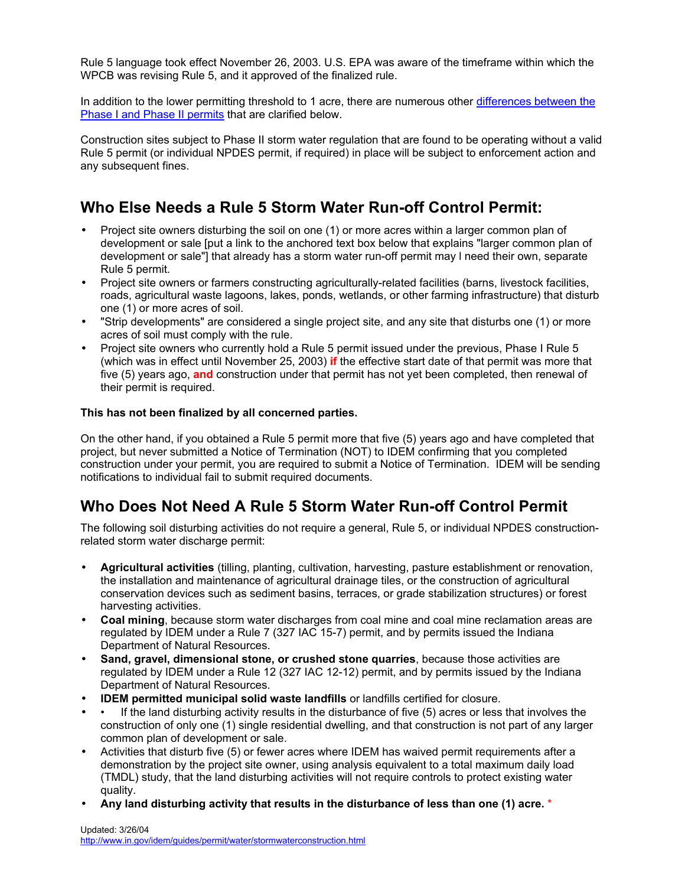Rule 5 language took effect November 26, 2003. U.S. EPA was aware of the timeframe within which the WPCB was revising Rule 5, and it approved of the finalized rule.

In addition to the lower permitting threshold to 1 acre, there are numerous other [differences between the Phase I and Phase II permits](#) that are clarified below.

Construction sites subject to Phase II storm water regulation that are found to be operating without a valid Rule 5 permit (or individual NPDES permit, if required) in place will be subject to enforcement action and any subsequent fines.

## Who Else Needs a Rule 5 Storm Water Run-off Control Permit:

- Project site owners disturbing the soil on one (1) or more acres within a larger common plan of development or sale [put a link to the anchored text box below that explains "larger common plan of development or sale"] that already has a storm water run-off permit may l need their own, separate Rule 5 permit.
- Project site owners or farmers constructing agriculturally-related facilities (barns, livestock facilities, roads, agricultural waste lagoons, lakes, ponds, wetlands, or other farming infrastructure) that disturb one (1) or more acres of soil.
- "Strip developments" are considered a single project site, and any site that disturbs one (1) or more acres of soil must comply with the rule.
- Project site owners who currently hold a Rule 5 permit issued under the previous, Phase I Rule 5 (which was in effect until November 25, 2003) **if** the effective start date of that permit was more that five (5) years ago, **and** construction under that permit has not yet been completed, then renewal of their permit is required.

**This has not been finalized by all concerned parties.**

On the other hand, if you obtained a Rule 5 permit more that five (5) years ago and have completed that project, but never submitted a Notice of Termination (NOT) to IDEM confirming that you completed construction under your permit, you are required to submit a Notice of Termination. IDEM will be sending notifications to individual fail to submit required documents.

## Who Does Not Need A Rule 5 Storm Water Run-off Control Permit

The following soil disturbing activities do not require a general, Rule 5, or individual NPDES construction-related storm water discharge permit:

- **Agricultural activities** (tilling, planting, cultivation, harvesting, pasture establishment or renovation, the installation and maintenance of agricultural drainage tiles, or the construction of agricultural conservation devices such as sediment basins, terraces, or grade stabilization structures) or forest harvesting activities.
- **Coal mining**, because storm water discharges from coal mine and coal mine reclamation areas are regulated by IDEM under a Rule 7 (327 IAC 15-7) permit, and by permits issued the Indiana Department of Natural Resources.
- **Sand, gravel, dimensional stone, or crushed stone quarries**, because those activities are regulated by IDEM under a Rule 12 (327 IAC 12-12) permit, and by permits issued by the Indiana Department of Natural Resources.
- **IDEM permitted municipal solid waste landfills** or landfills certified for closure.
- • If the land disturbing activity results in the disturbance of five (5) acres or less that involves the construction of only one (1) single residential dwelling, and that construction is not part of any larger common plan of development or sale.
- Activities that disturb five (5) or fewer acres where IDEM has waived permit requirements after a demonstration by the project site owner, using analysis equivalent to a total maximum daily load (TMDL) study, that the land disturbing activities will not require controls to protect existing water quality.
- **Any land disturbing activity that results in the disturbance of less than one (1) acre.** *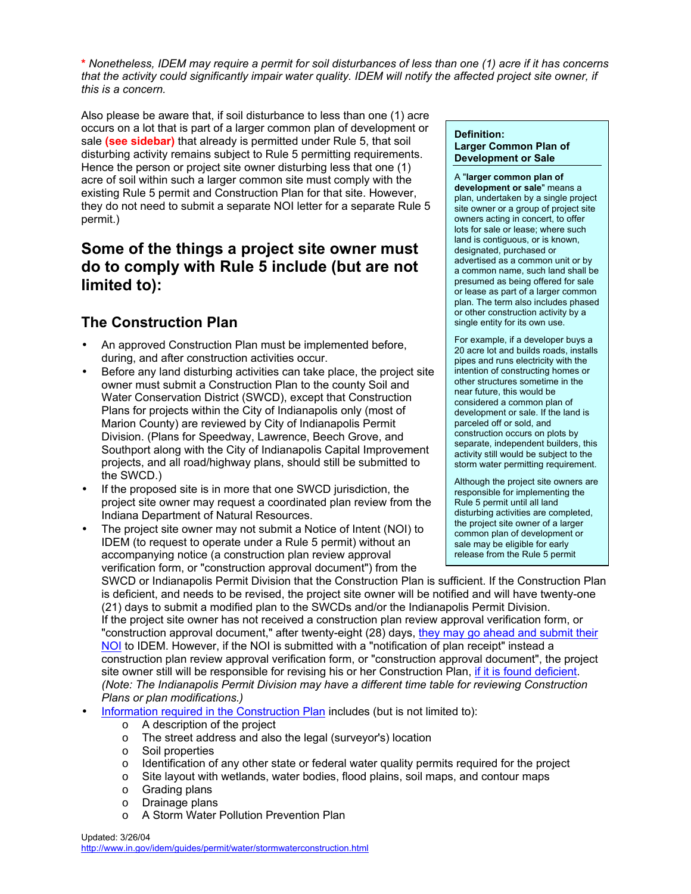*\* Nonetheless, IDEM may require a permit for soil disturbances of less than one (1) acre if it has concerns that the activity could significantly impair water quality. IDEM will notify the affected project site owner, if this is a concern.*

Also please be aware that, if soil disturbance to less than one (1) acre occurs on a lot that is part of a larger common plan of development or sale **(see sidebar)** that already is permitted under Rule 5, that soil disturbing activity remains subject to Rule 5 permitting requirements. Hence the person or project site owner disturbing less that one (1) acre of soil within such a larger common site must comply with the existing Rule 5 permit and Construction Plan for that site. However, they do not need to submit a separate NOI letter for a separate Rule 5 permit.)

> **Definition: Larger Common Plan of Development or Sale**
>
> A "**larger common plan of development or sale**" means a plan, undertaken by a single project site owner or a group of project site owners acting in concert, to offer lots for sale or lease; where such land is contiguous, or is known, designated, purchased or advertised as a common unit or by a common name, such land shall be presumed as being offered for sale or lease as part of a larger common plan. The term also includes phased or other construction activity by a single entity for its own use.
>
> For example, if a developer buys a 20 acre lot and builds roads, installs pipes and runs electricity with the intention of constructing homes or other structures sometime in the near future, this would be considered a common plan of development or sale. If the land is parceled off or sold, and construction occurs on plots by separate, independent builders, this activity still would be subject to the storm water permitting requirement.
>
> Although the project site owners are responsible for implementing the Rule 5 permit until all land disturbing activities are completed, the project site owner of a larger common plan of development or sale may be eligible for early release from the Rule 5 permit

## Some of the things a project site owner must do to comply with Rule 5 include (but are not limited to):

### The Construction Plan

- An approved Construction Plan must be implemented before, during, and after construction activities occur.
- Before any land disturbing activities can take place, the project site owner must submit a Construction Plan to the county Soil and Water Conservation District (SWCD), except that Construction Plans for projects within the City of Indianapolis only (most of Marion County) are reviewed by City of Indianapolis Permit Division. (Plans for Speedway, Lawrence, Beech Grove, and Southport along with the City of Indianapolis Capital Improvement projects, and all road/highway plans, should still be submitted to the SWCD.)
- If the proposed site is in more that one SWCD jurisdiction, the project site owner may request a coordinated plan review from the Indiana Department of Natural Resources.
- The project site owner may not submit a Notice of Intent (NOI) to IDEM (to request to operate under a Rule 5 permit) without an accompanying notice (a construction plan review approval verification form, or "construction approval document") from the SWCD or Indianapolis Permit Division that the Construction Plan is sufficient. If the Construction Plan is deficient, and needs to be revised, the project site owner will be notified and will have twenty-one (21) days to submit a modified plan to the SWCDs and/or the Indianapolis Permit Division. If the project site owner has not received a construction plan review approval verification form, or "construction approval document," after twenty-eight (28) days, they may go ahead and submit their NOI to IDEM. However, if the NOI is submitted with a "notification of plan receipt" instead a construction plan review approval verification form, or "construction approval document", the project site owner still will be responsible for revising his or her Construction Plan, if it is found deficient. *(Note: The Indianapolis Permit Division may have a different time table for reviewing Construction Plans or plan modifications.)*
- Information required in the Construction Plan includes (but is not limited to):
  - A description of the project
  - The street address and also the legal (surveyor's) location
  - Soil properties
  - Identification of any other state or federal water quality permits required for the project
  - Site layout with wetlands, water bodies, flood plains, soil maps, and contour maps
  - Grading plans
  - Drainage plans
  - A Storm Water Pollution Prevention Plan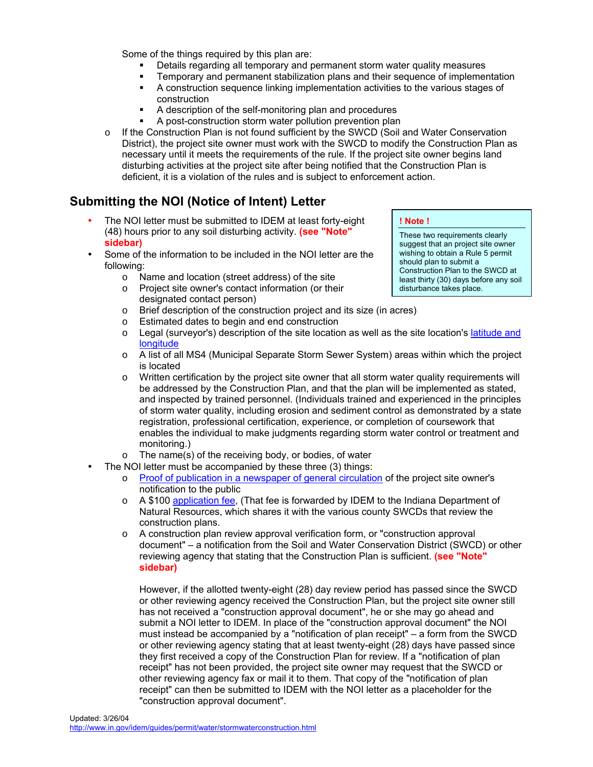Some of the things required by this plan are:

- Details regarding all temporary and permanent storm water quality measures
- Temporary and permanent stabilization plans and their sequence of implementation
- A construction sequence linking implementation activities to the various stages of construction
- A description of the self-monitoring plan and procedures
- A post-construction storm water pollution prevention plan

- If the Construction Plan is not found sufficient by the SWCD (Soil and Water Conservation District), the project site owner must work with the SWCD to modify the Construction Plan as necessary until it meets the requirements of the rule. If the project site owner begins land disturbing activities at the project site after being notified that the Construction Plan is deficient, it is a violation of the rules and is subject to enforcement action.

## Submitting the NOI (Notice of Intent) Letter

> **! Note !**
>
> These two requirements clearly suggest that an project site owner wishing to obtain a Rule 5 permit should plan to submit a Construction Plan to the SWCD at least thirty (30) days before any soil disturbance takes place.

- The NOI letter must be submitted to IDEM at least forty-eight (48) hours prior to any soil disturbing activity. **(see "Note" sidebar)**
- Some of the information to be included in the NOI letter are the following:
  - Name and location (street address) of the site
  - Project site owner's contact information (or their designated contact person)
  - Brief description of the construction project and its size (in acres)
  - Estimated dates to begin and end construction
  - Legal (surveyor's) description of the site location as well as the site location's latitude and longitude
  - A list of all MS4 (Municipal Separate Storm Sewer System) areas within which the project is located
  - Written certification by the project site owner that all storm water quality requirements will be addressed by the Construction Plan, and that the plan will be implemented as stated, and inspected by trained personnel. (Individuals trained and experienced in the principles of storm water quality, including erosion and sediment control as demonstrated by a state registration, professional certification, experience, or completion of coursework that enables the individual to make judgments regarding storm water control or treatment and monitoring.)
  - The name(s) of the receiving body, or bodies, of water
- The NOI letter must be accompanied by these three (3) things:
  - Proof of publication in a newspaper of general circulation of the project site owner's notification to the public
  - A $100 application fee, (That fee is forwarded by IDEM to the Indiana Department of Natural Resources, which shares it with the various county SWCDs that review the construction plans.
  - A construction plan review approval verification form, or "construction approval document" – a notification from the Soil and Water Conservation District (SWCD) or other reviewing agency that stating that the Construction Plan is sufficient. **(see "Note" sidebar)**

    However, if the allotted twenty-eight (28) day review period has passed since the SWCD or other reviewing agency received the Construction Plan, but the project site owner still has not received a "construction approval document", he or she may go ahead and submit a NOI letter to IDEM. In place of the "construction approval document" the NOI must instead be accompanied by a "notification of plan receipt" – a form from the SWCD or other reviewing agency stating that at least twenty-eight (28) days have passed since they first received a copy of the Construction Plan for review. If a "notification of plan receipt" has not been provided, the project site owner may request that the SWCD or other reviewing agency fax or mail it to them. That copy of the "notification of plan receipt" can then be submitted to IDEM with the NOI letter as a placeholder for the "construction approval document".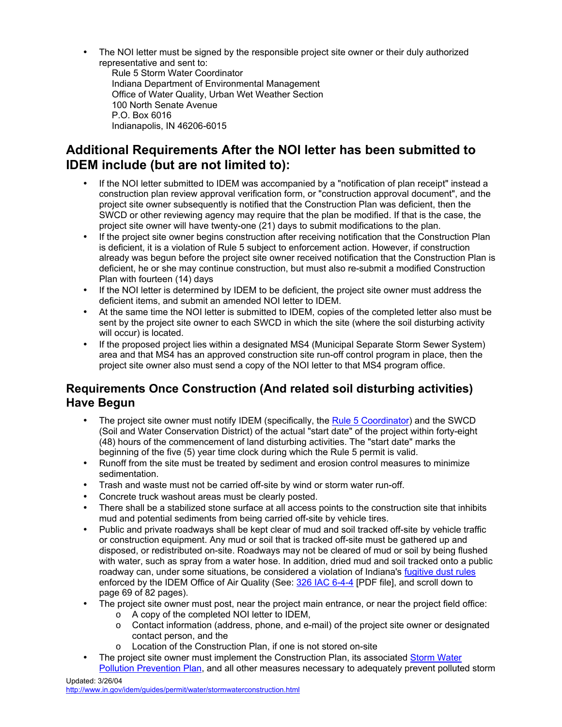- The NOI letter must be signed by the responsible project site owner or their duly authorized representative and sent to:
  Rule 5 Storm Water Coordinator
  Indiana Department of Environmental Management
  Office of Water Quality, Urban Wet Weather Section
  100 North Senate Avenue
  P.O. Box 6016
  Indianapolis, IN 46206-6015

## Additional Requirements After the NOI letter has been submitted to IDEM include (but are not limited to):

- If the NOI letter submitted to IDEM was accompanied by a "notification of plan receipt" instead a construction plan review approval verification form, or "construction approval document", and the project site owner subsequently is notified that the Construction Plan was deficient, then the SWCD or other reviewing agency may require that the plan be modified. If that is the case, the project site owner will have twenty-one (21) days to submit modifications to the plan.
- If the project site owner begins construction after receiving notification that the Construction Plan is deficient, it is a violation of Rule 5 subject to enforcement action. However, if construction already was begun before the project site owner received notification that the Construction Plan is deficient, he or she may continue construction, but must also re-submit a modified Construction Plan with fourteen (14) days
- If the NOI letter is determined by IDEM to be deficient, the project site owner must address the deficient items, and submit an amended NOI letter to IDEM.
- At the same time the NOI letter is submitted to IDEM, copies of the completed letter also must be sent by the project site owner to each SWCD in which the site (where the soil disturbing activity will occur) is located.
- If the proposed project lies within a designated MS4 (Municipal Separate Storm Sewer System) area and that MS4 has an approved construction site run-off control program in place, then the project site owner also must send a copy of the NOI letter to that MS4 program office.

## Requirements Once Construction (And related soil disturbing activities) Have Begun

- The project site owner must notify IDEM (specifically, the Rule 5 Coordinator) and the SWCD (Soil and Water Conservation District) of the actual "start date" of the project within forty-eight (48) hours of the commencement of land disturbing activities. The "start date" marks the beginning of the five (5) year time clock during which the Rule 5 permit is valid.
- Runoff from the site must be treated by sediment and erosion control measures to minimize sedimentation.
- Trash and waste must not be carried off-site by wind or storm water run-off.
- Concrete truck washout areas must be clearly posted.
- There shall be a stabilized stone surface at all access points to the construction site that inhibits mud and potential sediments from being carried off-site by vehicle tires.
- Public and private roadways shall be kept clear of mud and soil tracked off-site by vehicle traffic or construction equipment. Any mud or soil that is tracked off-site must be gathered up and disposed, or redistributed on-site. Roadways may not be cleared of mud or soil by being flushed with water, such as spray from a water hose. In addition, dried mud and soil tracked onto a public roadway can, under some situations, be considered a violation of Indiana's fugitive dust rules enforced by the IDEM Office of Air Quality (See: 326 IAC 6-4-4 [PDF file], and scroll down to page 69 of 82 pages).
- The project site owner must post, near the project main entrance, or near the project field office:
  - A copy of the completed NOI letter to IDEM,
  - Contact information (address, phone, and e-mail) of the project site owner or designated contact person, and the
  - Location of the Construction Plan, if one is not stored on-site
- The project site owner must implement the Construction Plan, its associated Storm Water Pollution Prevention Plan, and all other measures necessary to adequately prevent polluted storm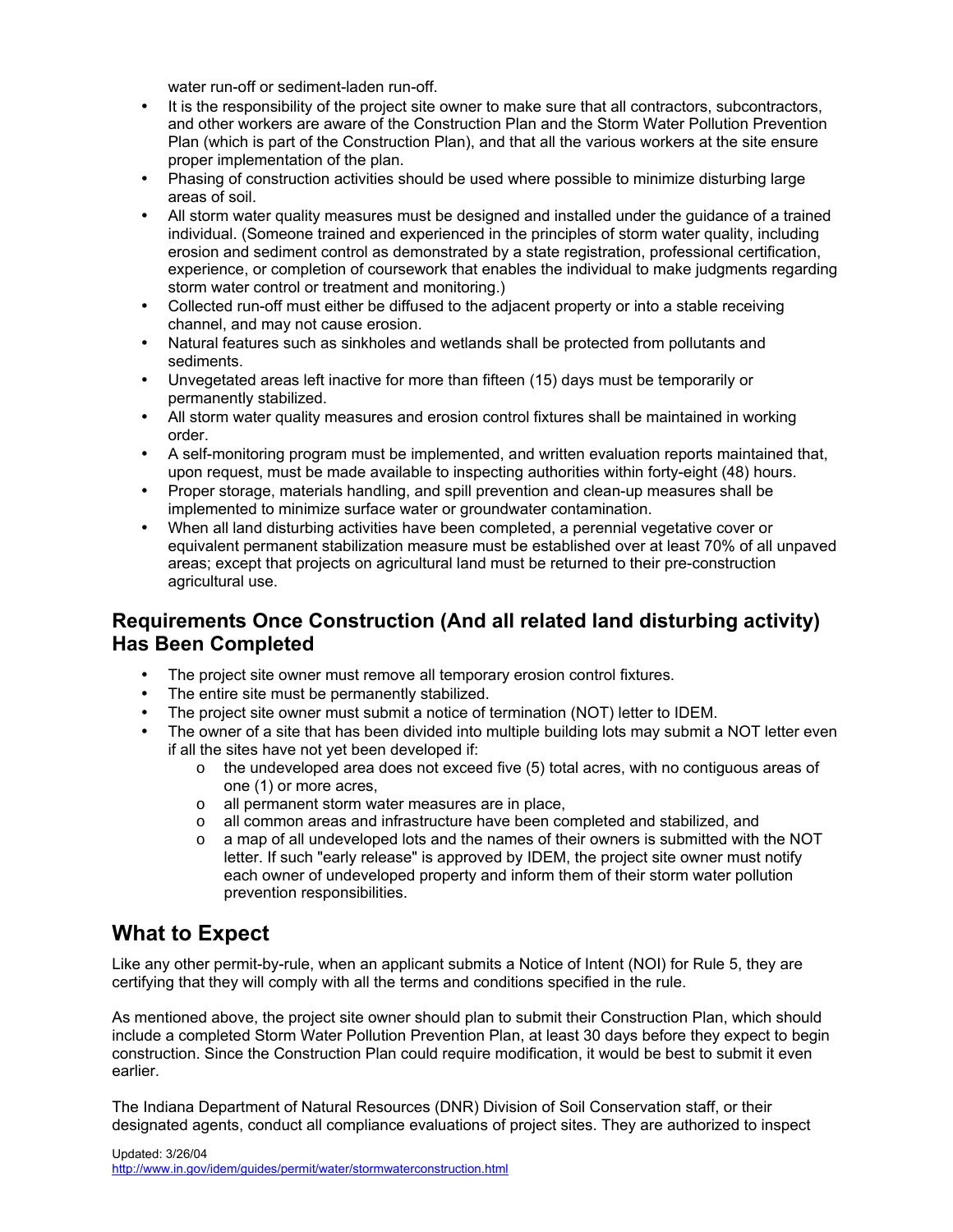water run-off or sediment-laden run-off.

- It is the responsibility of the project site owner to make sure that all contractors, subcontractors, and other workers are aware of the Construction Plan and the Storm Water Pollution Prevention Plan (which is part of the Construction Plan), and that all the various workers at the site ensure proper implementation of the plan.
- Phasing of construction activities should be used where possible to minimize disturbing large areas of soil.
- All storm water quality measures must be designed and installed under the guidance of a trained individual. (Someone trained and experienced in the principles of storm water quality, including erosion and sediment control as demonstrated by a state registration, professional certification, experience, or completion of coursework that enables the individual to make judgments regarding storm water control or treatment and monitoring.)
- Collected run-off must either be diffused to the adjacent property or into a stable receiving channel, and may not cause erosion.
- Natural features such as sinkholes and wetlands shall be protected from pollutants and sediments.
- Unvegetated areas left inactive for more than fifteen (15) days must be temporarily or permanently stabilized.
- All storm water quality measures and erosion control fixtures shall be maintained in working order.
- A self-monitoring program must be implemented, and written evaluation reports maintained that, upon request, must be made available to inspecting authorities within forty-eight (48) hours.
- Proper storage, materials handling, and spill prevention and clean-up measures shall be implemented to minimize surface water or groundwater contamination.
- When all land disturbing activities have been completed, a perennial vegetative cover or equivalent permanent stabilization measure must be established over at least 70% of all unpaved areas; except that projects on agricultural land must be returned to their pre-construction agricultural use.

## Requirements Once Construction (And all related land disturbing activity) Has Been Completed

- The project site owner must remove all temporary erosion control fixtures.
- The entire site must be permanently stabilized.
- The project site owner must submit a notice of termination (NOT) letter to IDEM.
- The owner of a site that has been divided into multiple building lots may submit a NOT letter even if all the sites have not yet been developed if:
  - the undeveloped area does not exceed five (5) total acres, with no contiguous areas of one (1) or more acres,
  - all permanent storm water measures are in place,
  - all common areas and infrastructure have been completed and stabilized, and
  - a map of all undeveloped lots and the names of their owners is submitted with the NOT letter. If such "early release" is approved by IDEM, the project site owner must notify each owner of undeveloped property and inform them of their storm water pollution prevention responsibilities.

## What to Expect

Like any other permit-by-rule, when an applicant submits a Notice of Intent (NOI) for Rule 5, they are certifying that they will comply with all the terms and conditions specified in the rule.

As mentioned above, the project site owner should plan to submit their Construction Plan, which should include a completed Storm Water Pollution Prevention Plan, at least 30 days before they expect to begin construction. Since the Construction Plan could require modification, it would be best to submit it even earlier.

The Indiana Department of Natural Resources (DNR) Division of Soil Conservation staff, or their designated agents, conduct all compliance evaluations of project sites. They are authorized to inspect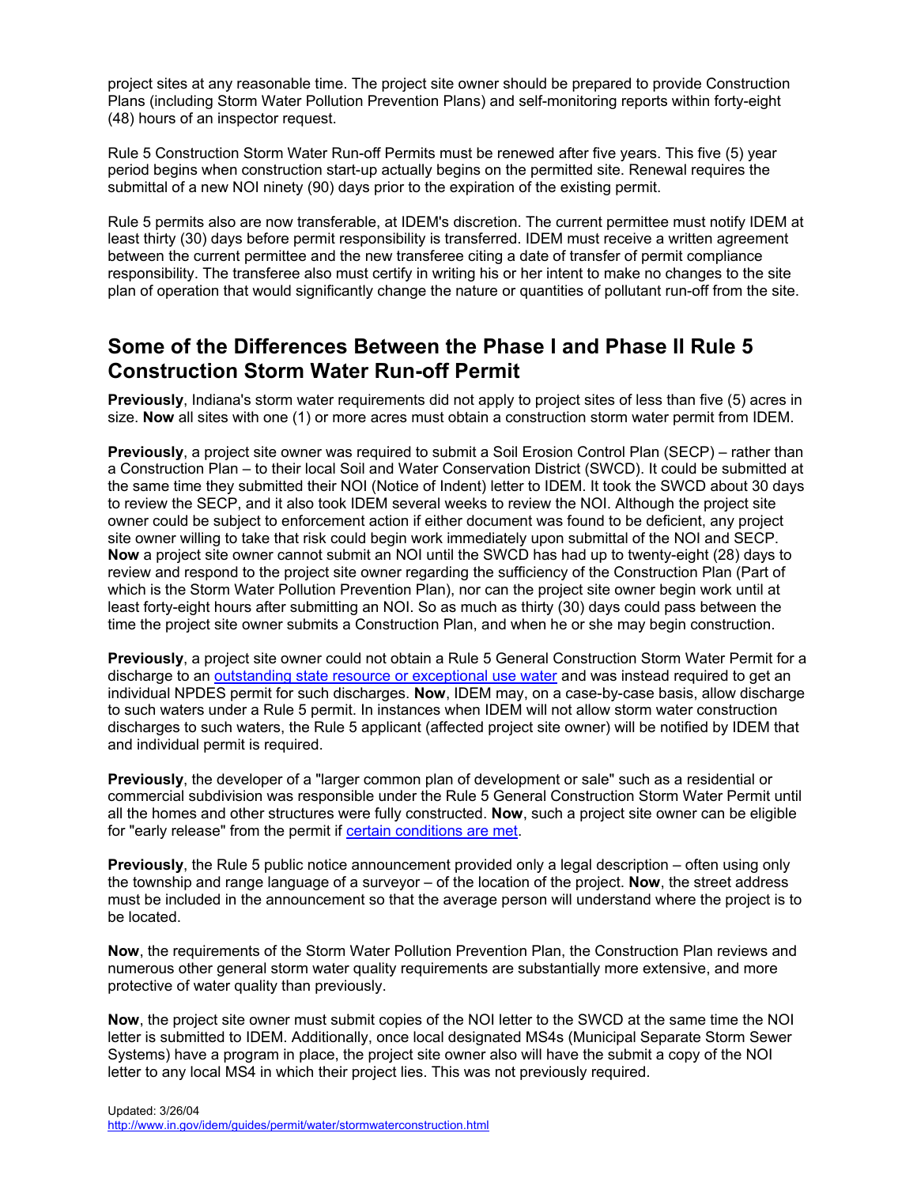project sites at any reasonable time. The project site owner should be prepared to provide Construction Plans (including Storm Water Pollution Prevention Plans) and self-monitoring reports within forty-eight (48) hours of an inspector request.

Rule 5 Construction Storm Water Run-off Permits must be renewed after five years. This five (5) year period begins when construction start-up actually begins on the permitted site. Renewal requires the submittal of a new NOI ninety (90) days prior to the expiration of the existing permit.

Rule 5 permits also are now transferable, at IDEM's discretion. The current permittee must notify IDEM at least thirty (30) days before permit responsibility is transferred. IDEM must receive a written agreement between the current permittee and the new transferee citing a date of transfer of permit compliance responsibility. The transferee also must certify in writing his or her intent to make no changes to the site plan of operation that would significantly change the nature or quantities of pollutant run-off from the site.

## Some of the Differences Between the Phase I and Phase II Rule 5 Construction Storm Water Run-off Permit

**Previously**, Indiana's storm water requirements did not apply to project sites of less than five (5) acres in size. **Now** all sites with one (1) or more acres must obtain a construction storm water permit from IDEM.

**Previously**, a project site owner was required to submit a Soil Erosion Control Plan (SECP) – rather than a Construction Plan – to their local Soil and Water Conservation District (SWCD). It could be submitted at the same time they submitted their NOI (Notice of Indent) letter to IDEM. It took the SWCD about 30 days to review the SECP, and it also took IDEM several weeks to review the NOI. Although the project site owner could be subject to enforcement action if either document was found to be deficient, any project site owner willing to take that risk could begin work immediately upon submittal of the NOI and SECP. **Now** a project site owner cannot submit an NOI until the SWCD has had up to twenty-eight (28) days to review and respond to the project site owner regarding the sufficiency of the Construction Plan (Part of which is the Storm Water Pollution Prevention Plan), nor can the project site owner begin work until at least forty-eight hours after submitting an NOI. So as much as thirty (30) days could pass between the time the project site owner submits a Construction Plan, and when he or she may begin construction.

**Previously**, a project site owner could not obtain a Rule 5 General Construction Storm Water Permit for a discharge to an outstanding state resource or exceptional use water and was instead required to get an individual NPDES permit for such discharges. **Now**, IDEM may, on a case-by-case basis, allow discharge to such waters under a Rule 5 permit. In instances when IDEM will not allow storm water construction discharges to such waters, the Rule 5 applicant (affected project site owner) will be notified by IDEM that and individual permit is required.

**Previously**, the developer of a "larger common plan of development or sale" such as a residential or commercial subdivision was responsible under the Rule 5 General Construction Storm Water Permit until all the homes and other structures were fully constructed. **Now**, such a project site owner can be eligible for "early release" from the permit if certain conditions are met.

**Previously**, the Rule 5 public notice announcement provided only a legal description – often using only the township and range language of a surveyor – of the location of the project. **Now**, the street address must be included in the announcement so that the average person will understand where the project is to be located.

**Now**, the requirements of the Storm Water Pollution Prevention Plan, the Construction Plan reviews and numerous other general storm water quality requirements are substantially more extensive, and more protective of water quality than previously.

**Now**, the project site owner must submit copies of the NOI letter to the SWCD at the same time the NOI letter is submitted to IDEM. Additionally, once local designated MS4s (Municipal Separate Storm Sewer Systems) have a program in place, the project site owner also will have the submit a copy of the NOI letter to any local MS4 in which their project lies. This was not previously required.

Updated: 3/26/04
http://www.in.gov/idem/guides/permit/water/stormwaterconstruction.html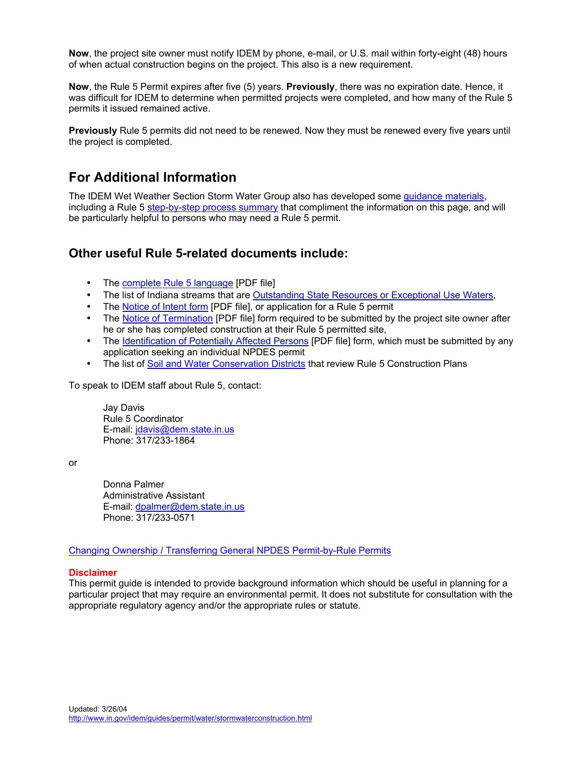**Now**, the project site owner must notify IDEM by phone, e-mail, or U.S. mail within forty-eight (48) hours of when actual construction begins on the project. This also is a new requirement.

**Now**, the Rule 5 Permit expires after five (5) years. **Previously**, there was no expiration date. Hence, it was difficult for IDEM to determine when permitted projects were completed, and how many of the Rule 5 permits it issued remained active.

**Previously** Rule 5 permits did not need to be renewed. Now they must be renewed every five years until the project is completed.

## For Additional Information

The IDEM Wet Weather Section Storm Water Group also has developed some guidance materials, including a Rule 5 step-by-step process summary that compliment the information on this page, and will be particularly helpful to persons who may need a Rule 5 permit.

## Other useful Rule 5-related documents include:

- The complete Rule 5 language [PDF file]
- The list of Indiana streams that are Outstanding State Resources or Exceptional Use Waters,
- The Notice of Intent form [PDF file], or application for a Rule 5 permit
- The Notice of Termination [PDF file] form required to be submitted by the project site owner after he or she has completed construction at their Rule 5 permitted site,
- The Identification of Potentially Affected Persons [PDF file] form, which must be submitted by any application seeking an individual NPDES permit
- The list of Soil and Water Conservation Districts that review Rule 5 Construction Plans

To speak to IDEM staff about Rule 5, contact:

Jay Davis
Rule 5 Coordinator
E-mail: jdavis@dem.state.in.us
Phone: 317/233-1864

or

Donna Palmer
Administrative Assistant
E-mail: dpalmer@dem.state.in.us
Phone: 317/233-0571

Changing Ownership / Transferring General NPDES Permit-by-Rule Permits

**Disclaimer**
This permit guide is intended to provide background information which should be useful in planning for a particular project that may require an environmental permit. It does not substitute for consultation with the appropriate regulatory agency and/or the appropriate rules or statute.

Updated: 3/26/04
http://www.in.gov/idem/guides/permit/water/stormwaterconstruction.html